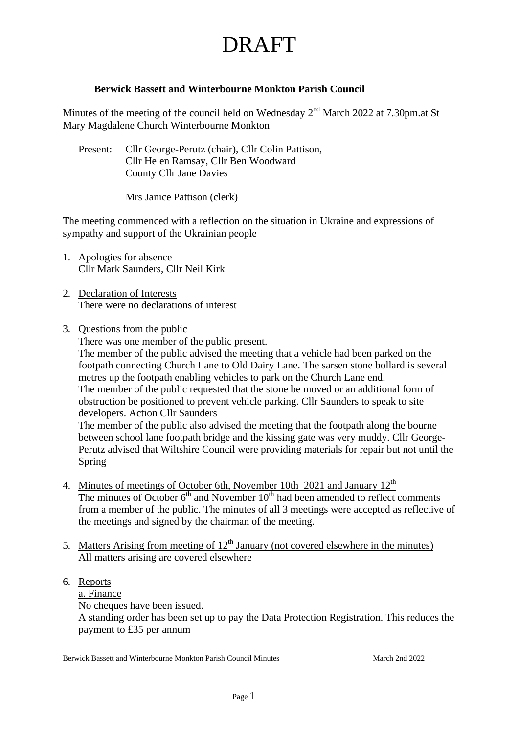# DRAFT

## Berwick Bassett and Winterbourne Monkton Parish Council

Minutes of the meeting of the council held on Wednesday 2nd March 2022 at 7.30pm.at St Mary Magdalene Church Winterbourne Monkton

Present: Cllr George-Perutz (chair), Cllr Colin Pattison, Cllr Helen Ramsay, Cllr Ben Woodward
County Cllr Jane Davies

Mrs Janice Pattison (clerk)

The meeting commenced with a reflection on the situation in Ukraine and expressions of sympathy and support of the Ukrainian people

1. Apologies for absence
   Cllr Mark Saunders, Cllr Neil Kirk

2. Declaration of Interests
   There were no declarations of interest

3. Questions from the public
   There was one member of the public present.
   The member of the public advised the meeting that a vehicle had been parked on the footpath connecting Church Lane to Old Dairy Lane. The sarsen stone bollard is several metres up the footpath enabling vehicles to park on the Church Lane end.
   The member of the public requested that the stone be moved or an additional form of obstruction be positioned to prevent vehicle parking. Cllr Saunders to speak to site developers. Action Cllr Saunders
   The member of the public also advised the meeting that the footpath along the bourne between school lane footpath bridge and the kissing gate was very muddy. Cllr George-Perutz advised that Wiltshire Council were providing materials for repair but not until the Spring

4. Minutes of meetings of October 6th, November 10th 2021 and January 12th
   The minutes of October 6th and November 10th had been amended to reflect comments from a member of the public. The minutes of all 3 meetings were accepted as reflective of the meetings and signed by the chairman of the meeting.

5. Matters Arising from meeting of 12th January (not covered elsewhere in the minutes)
   All matters arising are covered elsewhere

6. Reports
   a. Finance
   No cheques have been issued.
   A standing order has been set up to pay the Data Protection Registration. This reduces the payment to £35 per annum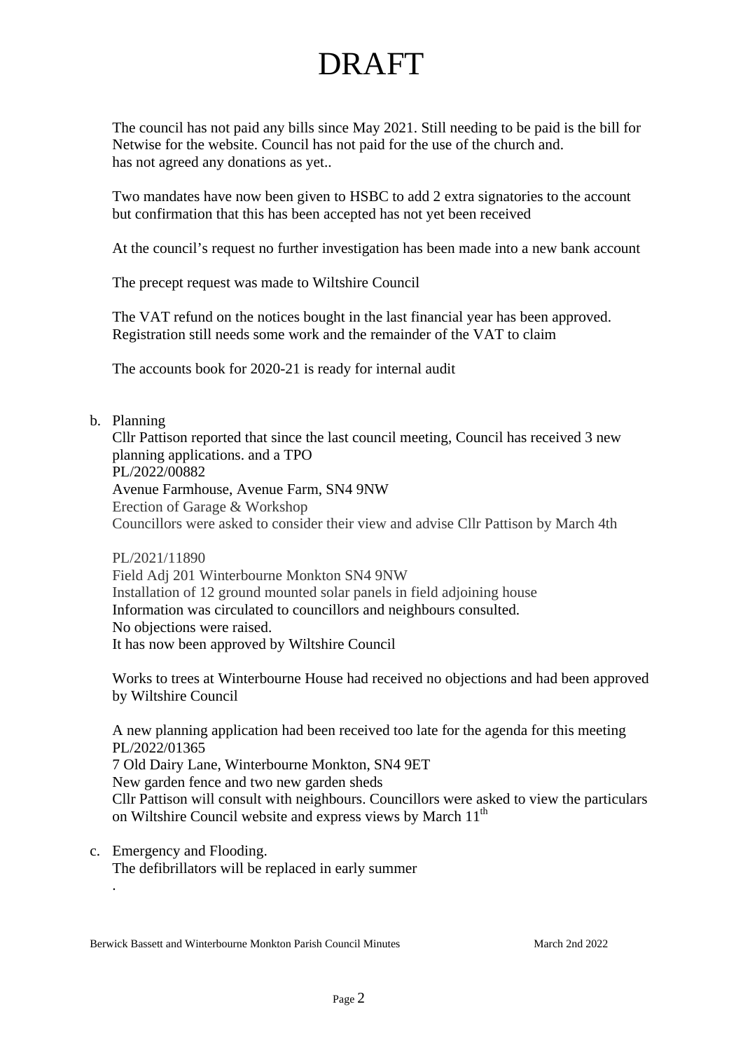# DRAFT

The council has not paid any bills since May 2021. Still needing to be paid is the bill for Netwise for the website. Council has not paid for the use of the church and. has not agreed any donations as yet..

Two mandates have now been given to HSBC to add 2 extra signatories to the account but confirmation that this has been accepted has not yet been received

At the council's request no further investigation has been made into a new bank account

The precept request was made to Wiltshire Council

The VAT refund on the notices bought in the last financial year has been approved. Registration still needs some work and the remainder of the VAT to claim

The accounts book for 2020-21 is ready for internal audit

b. Planning
   Cllr Pattison reported that since the last council meeting, Council has received 3 new planning applications. and a TPO
   PL/2022/00882
   Avenue Farmhouse, Avenue Farm, SN4 9NW
   Erection of Garage & Workshop
   Councillors were asked to consider their view and advise Cllr Pattison by March 4th

   PL/2021/11890
   Field Adj 201 Winterbourne Monkton SN4 9NW
   Installation of 12 ground mounted solar panels in field adjoining house
   Information was circulated to councillors and neighbours consulted.
   No objections were raised.
   It has now been approved by Wiltshire Council

   Works to trees at Winterbourne House had received no objections and had been approved by Wiltshire Council

   A new planning application had been received too late for the agenda for this meeting
   PL/2022/01365
   7 Old Dairy Lane, Winterbourne Monkton, SN4 9ET
   New garden fence and two new garden sheds
   Cllr Pattison will consult with neighbours. Councillors were asked to view the particulars on Wiltshire Council website and express views by March 11th

c. Emergency and Flooding.
   The defibrillators will be replaced in early summer
   .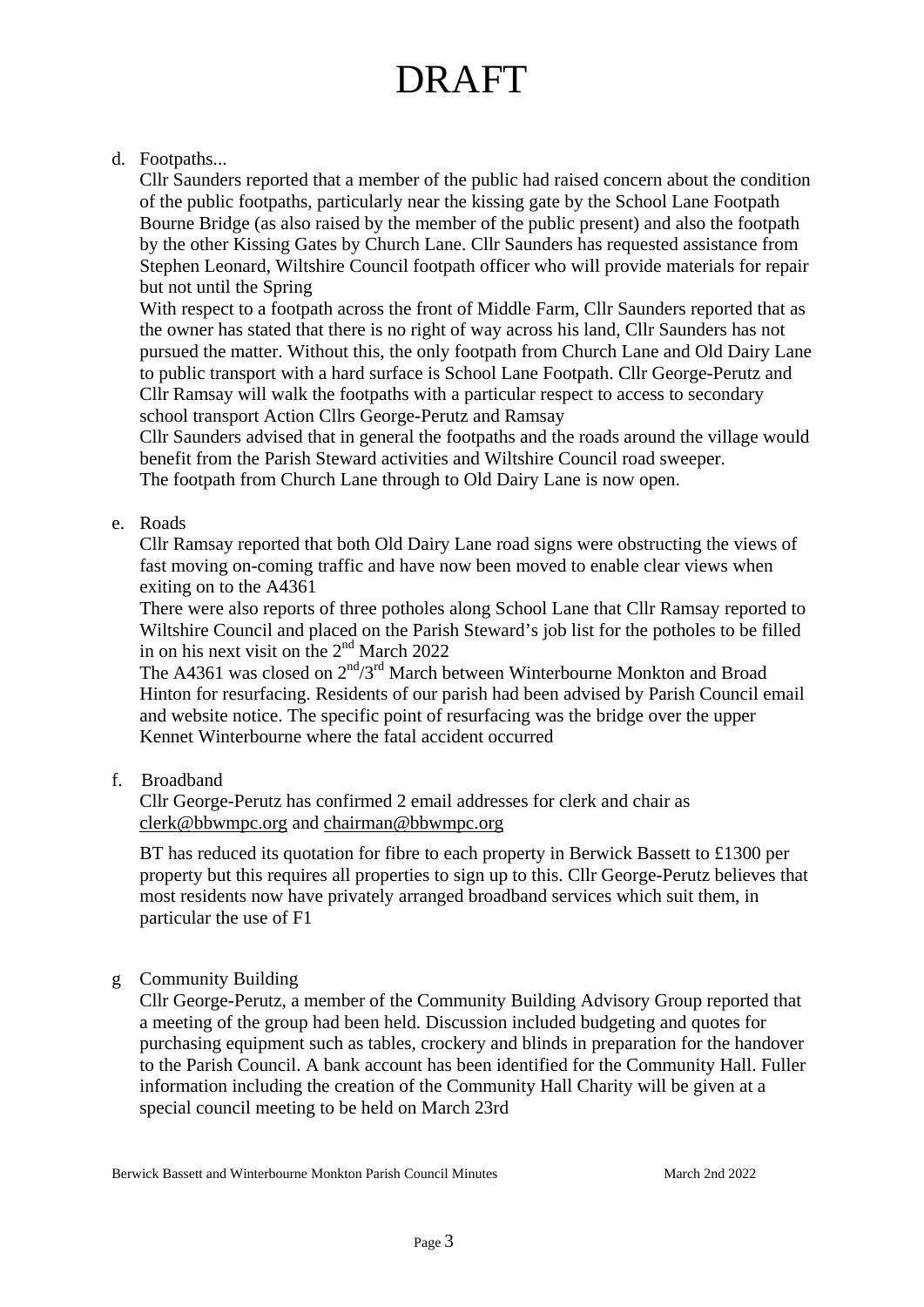# DRAFT

d. Footpaths...

Cllr Saunders reported that a member of the public had raised concern about the condition of the public footpaths, particularly near the kissing gate by the School Lane Footpath Bourne Bridge (as also raised by the member of the public present) and also the footpath by the other Kissing Gates by Church Lane. Cllr Saunders has requested assistance from Stephen Leonard, Wiltshire Council footpath officer who will provide materials for repair but not until the Spring

With respect to a footpath across the front of Middle Farm, Cllr Saunders reported that as the owner has stated that there is no right of way across his land, Cllr Saunders has not pursued the matter. Without this, the only footpath from Church Lane and Old Dairy Lane to public transport with a hard surface is School Lane Footpath. Cllr George-Perutz and Cllr Ramsay will walk the footpaths with a particular respect to access to secondary school transport Action Cllrs George-Perutz and Ramsay

Cllr Saunders advised that in general the footpaths and the roads around the village would benefit from the Parish Steward activities and Wiltshire Council road sweeper.

The footpath from Church Lane through to Old Dairy Lane is now open.

e. Roads

Cllr Ramsay reported that both Old Dairy Lane road signs were obstructing the views of fast moving on-coming traffic and have now been moved to enable clear views when exiting on to the A4361

There were also reports of three potholes along School Lane that Cllr Ramsay reported to Wiltshire Council and placed on the Parish Steward's job list for the potholes to be filled in on his next visit on the 2nd March 2022

The A4361 was closed on 2nd/3rd March between Winterbourne Monkton and Broad Hinton for resurfacing. Residents of our parish had been advised by Parish Council email and website notice. The specific point of resurfacing was the bridge over the upper Kennet Winterbourne where the fatal accident occurred

f. Broadband

Cllr George-Perutz has confirmed 2 email addresses for clerk and chair as clerk@bbwmpc.org and chairman@bbwmpc.org

BT has reduced its quotation for fibre to each property in Berwick Bassett to £1300 per property but this requires all properties to sign up to this. Cllr George-Perutz believes that most residents now have privately arranged broadband services which suit them, in particular the use of F1

g Community Building

Cllr George-Perutz, a member of the Community Building Advisory Group reported that a meeting of the group had been held. Discussion included budgeting and quotes for purchasing equipment such as tables, crockery and blinds in preparation for the handover to the Parish Council. A bank account has been identified for the Community Hall. Fuller information including the creation of the Community Hall Charity will be given at a special council meeting to be held on March 23rd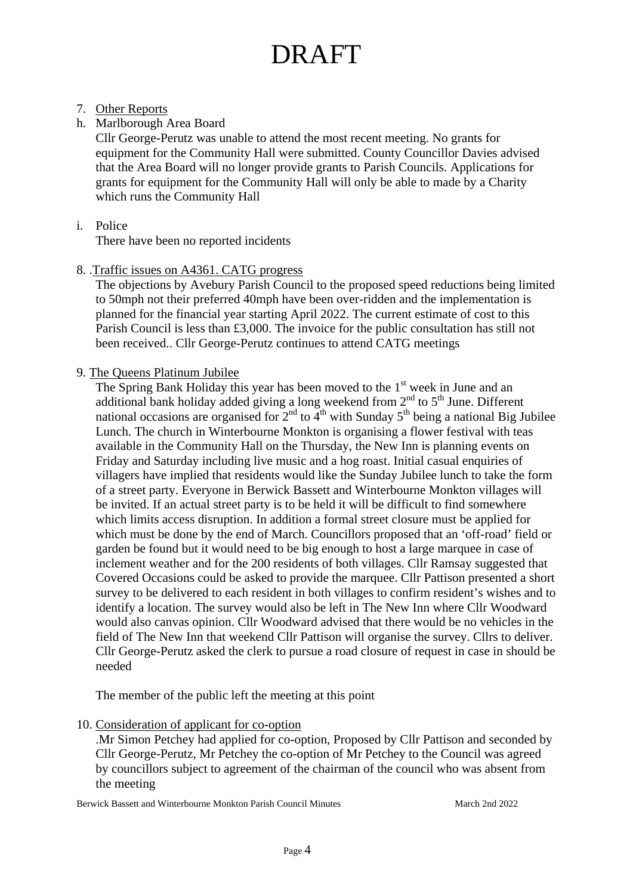# DRAFT

7. Other Reports

h. Marlborough Area Board
   Cllr George-Perutz was unable to attend the most recent meeting. No grants for equipment for the Community Hall were submitted. County Councillor Davies advised that the Area Board will no longer provide grants to Parish Councils. Applications for grants for equipment for the Community Hall will only be able to made by a Charity which runs the Community Hall

i. Police
   There have been no reported incidents

8. .Traffic issues on A4361. CATG progress
   The objections by Avebury Parish Council to the proposed speed reductions being limited to 50mph not their preferred 40mph have been over-ridden and the implementation is planned for the financial year starting April 2022. The current estimate of cost to this Parish Council is less than £3,000. The invoice for the public consultation has still not been received.. Cllr George-Perutz continues to attend CATG meetings

9. The Queens Platinum Jubilee
   The Spring Bank Holiday this year has been moved to the 1st week in June and an additional bank holiday added giving a long weekend from 2nd to 5th June. Different national occasions are organised for 2nd to 4th with Sunday 5th being a national Big Jubilee Lunch. The church in Winterbourne Monkton is organising a flower festival with teas available in the Community Hall on the Thursday, the New Inn is planning events on Friday and Saturday including live music and a hog roast. Initial casual enquiries of villagers have implied that residents would like the Sunday Jubilee lunch to take the form of a street party. Everyone in Berwick Bassett and Winterbourne Monkton villages will be invited. If an actual street party is to be held it will be difficult to find somewhere which limits access disruption. In addition a formal street closure must be applied for which must be done by the end of March. Councillors proposed that an 'off-road' field or garden be found but it would need to be big enough to host a large marquee in case of inclement weather and for the 200 residents of both villages. Cllr Ramsay suggested that Covered Occasions could be asked to provide the marquee. Cllr Pattison presented a short survey to be delivered to each resident in both villages to confirm resident's wishes and to identify a location. The survey would also be left in The New Inn where Cllr Woodward would also canvas opinion. Cllr Woodward advised that there would be no vehicles in the field of The New Inn that weekend Cllr Pattison will organise the survey. Cllrs to deliver. Cllr George-Perutz asked the clerk to pursue a road closure of request in case in should be needed

   The member of the public left the meeting at this point

10. Consideration of applicant for co-option
   .Mr Simon Petchey had applied for co-option, Proposed by Cllr Pattison and seconded by Cllr George-Perutz, Mr Petchey the co-option of Mr Petchey to the Council was agreed by councillors subject to agreement of the chairman of the council who was absent from the meeting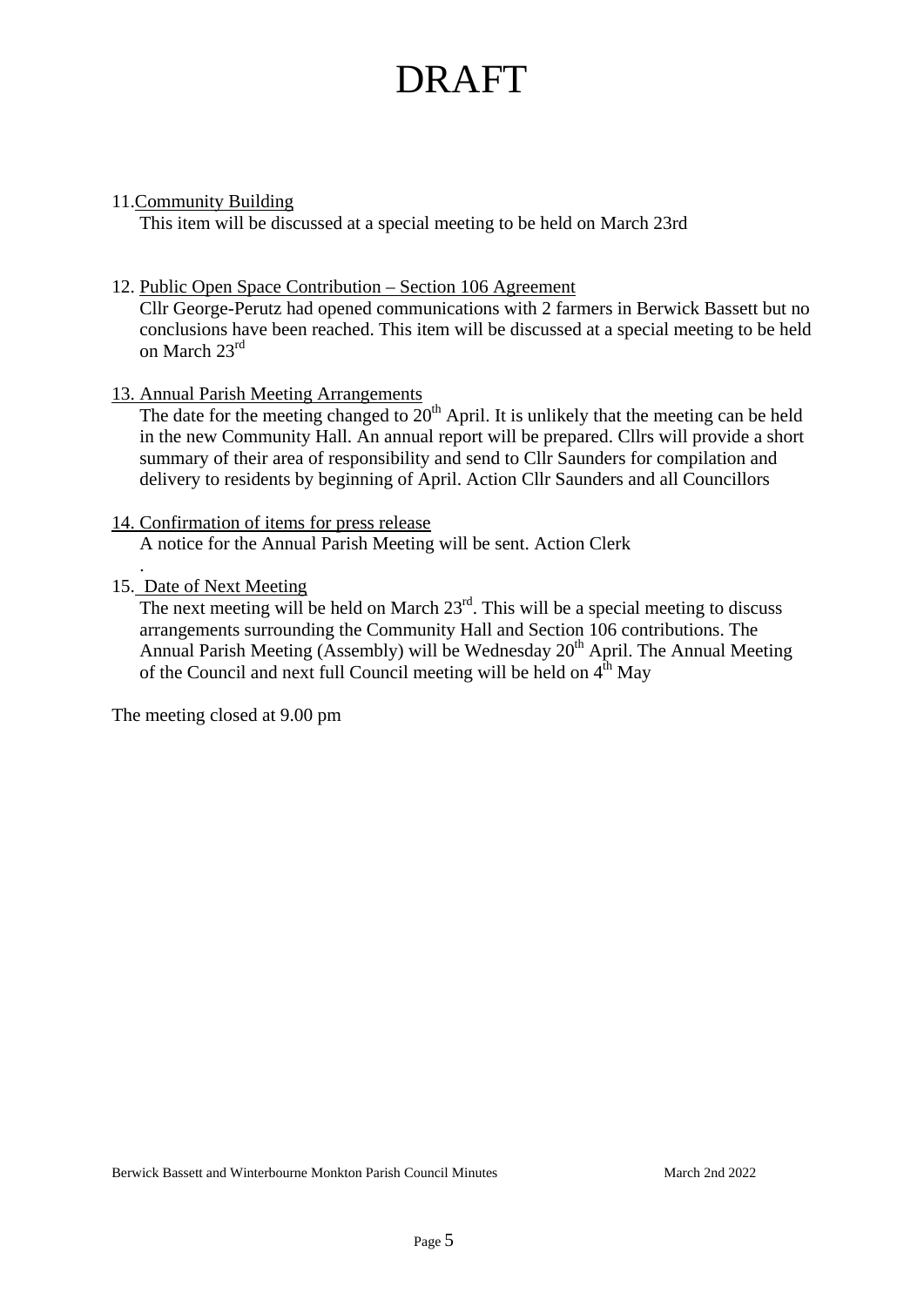# DRAFT

11. Community Building

This item will be discussed at a special meeting to be held on March 23rd

12. Public Open Space Contribution – Section 106 Agreement

Cllr George-Perutz had opened communications with 2 farmers in Berwick Bassett but no conclusions have been reached. This item will be discussed at a special meeting to be held on March 23rd

13. Annual Parish Meeting Arrangements

The date for the meeting changed to 20th April. It is unlikely that the meeting can be held in the new Community Hall. An annual report will be prepared. Cllrs will provide a short summary of their area of responsibility and send to Cllr Saunders for compilation and delivery to residents by beginning of April. Action Cllr Saunders and all Councillors

14. Confirmation of items for press release

A notice for the Annual Parish Meeting will be sent. Action Clerk

.

15. Date of Next Meeting

The next meeting will be held on March 23rd. This will be a special meeting to discuss arrangements surrounding the Community Hall and Section 106 contributions. The Annual Parish Meeting (Assembly) will be Wednesday 20th April. The Annual Meeting of the Council and next full Council meeting will be held on 4th May

The meeting closed at 9.00 pm